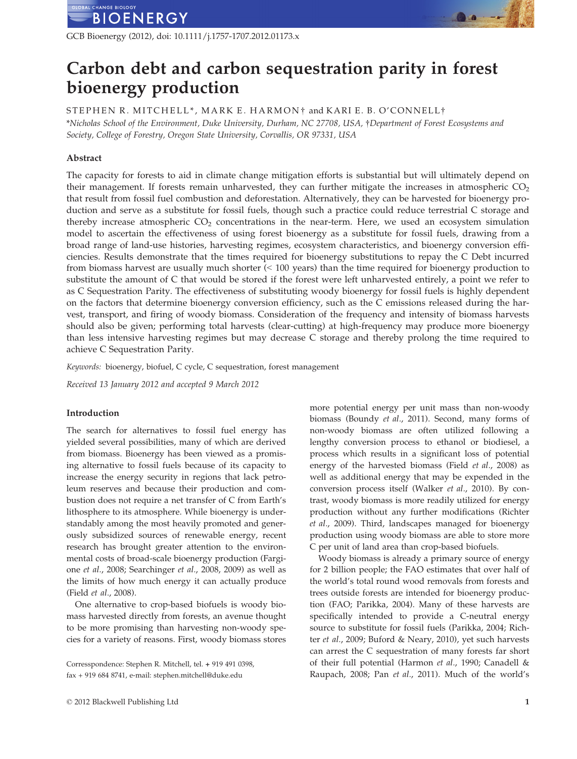# Carbon debt and carbon sequestration parity in forest bioenergy production

STEPHEN R. MITCHELL*, MARK E. HARMON† and KARI E. B. O'CONNELL†

*Nicholas School of the Environment, Duke University, Durham, NC 27708, USA, †Department of Forest Ecosystems and Society, College of Forestry, Oregon State University, Corvallis, OR 97331, USA

## Abstract

The capacity for forests to aid in climate change mitigation efforts is substantial but will ultimately depend on their management. If forests remain unharvested, they can further mitigate the increases in atmospheric $CO_2$ that result from fossil fuel combustion and deforestation. Alternatively, they can be harvested for bioenergy production and serve as a substitute for fossil fuels, though such a practice could reduce terrestrial C storage and thereby increase atmospheric $CO_2$ concentrations in the near-term. Here, we used an ecosystem simulation model to ascertain the effectiveness of using forest bioenergy as a substitute for fossil fuels, drawing from a broad range of land-use histories, harvesting regimes, ecosystem characteristics, and bioenergy conversion efficiencies. Results demonstrate that the times required for bioenergy substitutions to repay the C Debt incurred from biomass harvest are usually much shorter (< 100 years) than the time required for bioenergy production to substitute the amount of C that would be stored if the forest were left unharvested entirely, a point we refer to as C Sequestration Parity. The effectiveness of substituting woody bioenergy for fossil fuels is highly dependent on the factors that determine bioenergy conversion efficiency, such as the C emissions released during the harvest, transport, and firing of woody biomass. Consideration of the frequency and intensity of biomass harvests should also be given; performing total harvests (clear-cutting) at high-frequency may produce more bioenergy than less intensive harvesting regimes but may decrease C storage and thereby prolong the time required to achieve C Sequestration Parity.

*Keywords:* bioenergy, biofuel, C cycle, C sequestration, forest management

*Received 13 January 2012 and accepted 9 March 2012*

## Introduction

The search for alternatives to fossil fuel energy has yielded several possibilities, many of which are derived from biomass. Bioenergy has been viewed as a promising alternative to fossil fuels because of its capacity to increase the energy security in regions that lack petroleum reserves and because their production and combustion does not require a net transfer of C from Earth's lithosphere to its atmosphere. While bioenergy is understandably among the most heavily promoted and generously subsidized sources of renewable energy, recent research has brought greater attention to the environmental costs of broad-scale bioenergy production (Fargione *et al*., 2008; Searchinger *et al*., 2008, 2009) as well as the limits of how much energy it can actually produce (Field *et al*., 2008).

One alternative to crop-based biofuels is woody biomass harvested directly from forests, an avenue thought to be more promising than harvesting non-woody species for a variety of reasons. First, woody biomass stores more potential energy per unit mass than non-woody biomass (Boundy *et al*., 2011). Second, many forms of non-woody biomass are often utilized following a lengthy conversion process to ethanol or biodiesel, a process which results in a significant loss of potential energy of the harvested biomass (Field *et al*., 2008) as well as additional energy that may be expended in the conversion process itself (Walker *et al*., 2010). By contrast, woody biomass is more readily utilized for energy production without any further modifications (Richter *et al*., 2009). Third, landscapes managed for bioenergy production using woody biomass are able to store more C per unit of land area than crop-based biofuels.

Woody biomass is already a primary source of energy for 2 billion people; the FAO estimates that over half of the world's total round wood removals from forests and trees outside forests are intended for bioenergy production (FAO; Parikka, 2004). Many of these harvests are specifically intended to provide a C-neutral energy source to substitute for fossil fuels (Parikka, 2004; Richter *et al*., 2009; Buford & Neary, 2010), yet such harvests can arrest the C sequestration of many forests far short of their full potential (Harmon *et al*., 1990; Canadell & Raupach, 2008; Pan *et al*., 2011). Much of the world's

Corressponder­ce: Stephen R. Mitchell, tel. + 919 491 0398, fax + 919 684 8741, e-mail: stephen.mitchell@duke.edu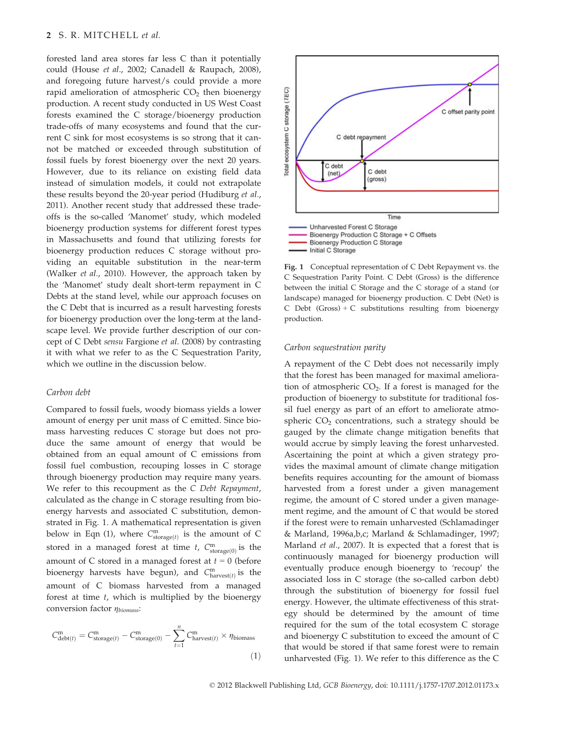forested land area stores far less C than it potentially could (House *et al.*, 2002; Canadell & Raupach, 2008), and foregoing future harvest/s could provide a more rapid amelioration of atmospheric $CO_2$ then bioenergy production. A recent study conducted in US West Coast forests examined the C storage/bioenergy production trade-offs of many ecosystems and found that the current C sink for most ecosystems is so strong that it cannot be matched or exceeded through substitution of fossil fuels by forest bioenergy over the next 20 years. However, due to its reliance on existing field data instead of simulation models, it could not extrapolate these results beyond the 20-year period (Hudiburg *et al.*, 2011). Another recent study that addressed these trade-offs is the so-called 'Manomet' study, which modeled bioenergy production systems for different forest types in Massachusetts and found that utilizing forests for bioenergy production reduces C storage without providing an equitable substitution in the near-term (Walker *et al.*, 2010). However, the approach taken by the 'Manomet' study dealt short-term repayment in C Debts at the stand level, while our approach focuses on the C Debt that is incurred as a result harvesting forests for bioenergy production over the long-term at the landscape level. We provide further description of our concept of C Debt *sensu* Fargione *et al.* (2008) by contrasting it with what we refer to as the C Sequestration Parity, which we outline in the discussion below.

### Carbon debt

Compared to fossil fuels, woody biomass yields a lower amount of energy per unit mass of C emitted. Since biomass harvesting reduces C storage but does not produce the same amount of energy that would be obtained from an equal amount of C emissions from fossil fuel combustion, recouping losses in C storage through bioenergy production may require many years. We refer to this recoupment as the *C Debt Repayment*, calculated as the change in C storage resulting from bioenergy harvests and associated C substitution, demonstrated in Fig. 1. A mathematical representation is given below in Eqn (1), where $C^{m}_{storage(t)}$ is the amount of C stored in a managed forest at time $t$, $C^{m}_{storage(0)}$ is the amount of C stored in a managed forest at $t = 0$ (before bioenergy harvests have begun), and $C^{m}_{harvest(t)}$ is the amount of C biomass harvested from a managed forest at time $t$, which is multiplied by the bioenergy conversion factor $\eta_{biomass}$:

$$C^{m}_{debt(t)} = C^{m}_{storage(t)} - C^{m}_{storage(0)} - \sum_{t=1}^{n} C^{m}_{harvest(t)} \times \eta_{biomass} \quad (1)$$

**Fig. 1** Conceptual representation of C Debt Repayment vs. the C Sequestration Parity Point. C Debt (Gross) is the difference between the initial C Storage and the C storage of a stand (or landscape) managed for bioenergy production. C Debt (Net) is C Debt (Gross) + C substitutions resulting from bioenergy production.

### Carbon sequestration parity

A repayment of the C Debt does not necessarily imply that the forest has been managed for maximal amelioration of atmospheric $CO_2$. If a forest is managed for the production of bioenergy to substitute for traditional fossil fuel energy as part of an effort to ameliorate atmospheric $CO_2$ concentrations, such a strategy should be gauged by the climate change mitigation benefits that would accrue by simply leaving the forest unharvested. Ascertaining the point at which a given strategy provides the maximal amount of climate change mitigation benefits requires accounting for the amount of biomass harvested from a forest under a given management regime, the amount of C stored under a given management regime, and the amount of C that would be stored if the forest were to remain unharvested (Schlamadinger & Marland, 1996a,b,c; Marland & Schlamadinger, 1997; Marland *et al.*, 2007). It is expected that a forest that is continuously managed for bioenergy production will eventually produce enough bioenergy to 'recoup' the associated loss in C storage (the so-called carbon debt) through the substitution of bioenergy for fossil fuel energy. However, the ultimate effectiveness of this strategy should be determined by the amount of time required for the sum of the total ecosystem C storage and bioenergy C substitution to exceed the amount of C that would be stored if that same forest were to remain unharvested (Fig. 1). We refer to this difference as the C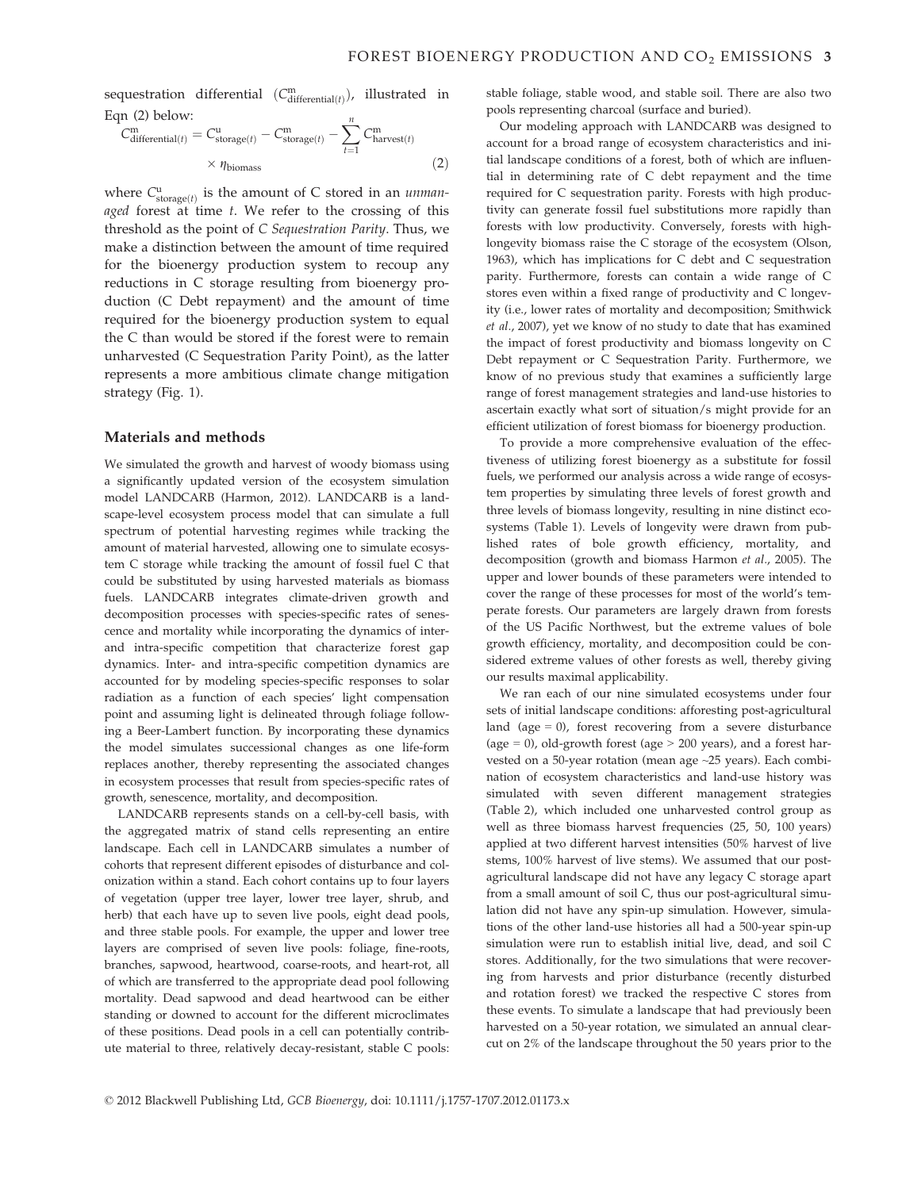sequestration differential ($C^{m}_{differential(t)}$), illustrated in Eqn (2) below:

$$C^{m}_{differential(t)} = C^{u}_{storage(t)} - C^{m}_{storage(t)} - \sum_{t=1}^{n} C^{m}_{harvest(t)} \times \eta_{biomass} \quad (2)$$

where $C^{u}_{storage(t)}$ is the amount of C stored in an *unmanaged* forest at time *t*. We refer to the crossing of this threshold as the point of *C Sequestration Parity*. Thus, we make a distinction between the amount of time required for the bioenergy production system to recoup any reductions in C storage resulting from bioenergy production (C Debt repayment) and the amount of time required for the bioenergy production system to equal the C than would be stored if the forest were to remain unharvested (C Sequestration Parity Point), as the latter represents a more ambitious climate change mitigation strategy (Fig. 1).

## Materials and methods

We simulated the growth and harvest of woody biomass using a significantly updated version of the ecosystem simulation model LANDCARB (Harmon, 2012). LANDCARB is a landscape-level ecosystem process model that can simulate a full spectrum of potential harvesting regimes while tracking the amount of material harvested, allowing one to simulate ecosystem C storage while tracking the amount of fossil fuel C that could be substituted by using harvested materials as biomass fuels. LANDCARB integrates climate-driven growth and decomposition processes with species-specific rates of senescence and mortality while incorporating the dynamics of inter- and intra-specific competition that characterize forest gap dynamics. Inter- and intra-specific competition dynamics are accounted for by modeling species-specific responses to solar radiation as a function of each species' light compensation point and assuming light is delineated through foliage following a Beer-Lambert function. By incorporating these dynamics the model simulates successional changes as one life-form replaces another, thereby representing the associated changes in ecosystem processes that result from species-specific rates of growth, senescence, mortality, and decomposition.

LANDCARB represents stands on a cell-by-cell basis, with the aggregated matrix of stand cells representing an entire landscape. Each cell in LANDCARB simulates a number of cohorts that represent different episodes of disturbance and colonization within a stand. Each cohort contains up to four layers of vegetation (upper tree layer, lower tree layer, shrub, and herb) that each have up to seven live pools, eight dead pools, and three stable pools. For example, the upper and lower tree layers are comprised of seven live pools: foliage, fine-roots, branches, sapwood, heartwood, coarse-roots, and heart-rot, all of which are transferred to the appropriate dead pool following mortality. Dead sapwood and dead heartwood can be either standing or downed to account for the different microclimates of these positions. Dead pools in a cell can potentially contribute material to three, relatively decay-resistant, stable C pools: stable foliage, stable wood, and stable soil. There are also two pools representing charcoal (surface and buried).

Our modeling approach with LANDCARB was designed to account for a broad range of ecosystem characteristics and initial landscape conditions of a forest, both of which are influential in determining rate of C debt repayment and the time required for C sequestration parity. Forests with high productivity can generate fossil fuel substitutions more rapidly than forests with low productivity. Conversely, forests with high-longevity biomass raise the C storage of the ecosystem (Olson, 1963), which has implications for C debt and C sequestration parity. Furthermore, forests can contain a wide range of C stores even within a fixed range of productivity and C longevity (i.e., lower rates of mortality and decomposition; Smithwick *et al.*, 2007), yet we know of no study to date that has examined the impact of forest productivity and biomass longevity on C Debt repayment or C Sequestration Parity. Furthermore, we know of no previous study that examines a sufficiently large range of forest management strategies and land-use histories to ascertain exactly what sort of situation/s might provide for an efficient utilization of forest biomass for bioenergy production.

To provide a more comprehensive evaluation of the effectiveness of utilizing forest bioenergy as a substitute for fossil fuels, we performed our analysis across a wide range of ecosystem properties by simulating three levels of forest growth and three levels of biomass longevity, resulting in nine distinct ecosystems (Table 1). Levels of longevity were drawn from published rates of bole growth efficiency, mortality, and decomposition (growth and biomass Harmon *et al.*, 2005). The upper and lower bounds of these parameters were intended to cover the range of these processes for most of the world's temperate forests. Our parameters are largely drawn from forests of the US Pacific Northwest, but the extreme values of bole growth efficiency, mortality, and decomposition could be considered extreme values of other forests as well, thereby giving our results maximal applicability.

We ran each of our nine simulated ecosystems under four sets of initial landscape conditions: afforesting post-agricultural land (age = 0), forest recovering from a severe disturbance (age = 0), old-growth forest (age > 200 years), and a forest harvested on a 50-year rotation (mean age ~25 years). Each combination of ecosystem characteristics and land-use history was simulated with seven different management strategies (Table 2), which included one unharvested control group as well as three biomass harvest frequencies (25, 50, 100 years) applied at two different harvest intensities (50% harvest of live stems, 100% harvest of live stems). We assumed that our post-agricultural landscape did not have any legacy C storage apart from a small amount of soil C, thus our post-agricultural simulation did not have any spin-up simulation. However, simulations of the other land-use histories all had a 500-year spin-up simulation were run to establish initial live, dead, and soil C stores. Additionally, for the two simulations that were recovering from harvests and prior disturbance (recently disturbed and rotation forest) we tracked the respective C stores from these events. To simulate a landscape that had previously been harvested on a 50-year rotation, we simulated an annual clearcut on 2% of the landscape throughout the 50 years prior to the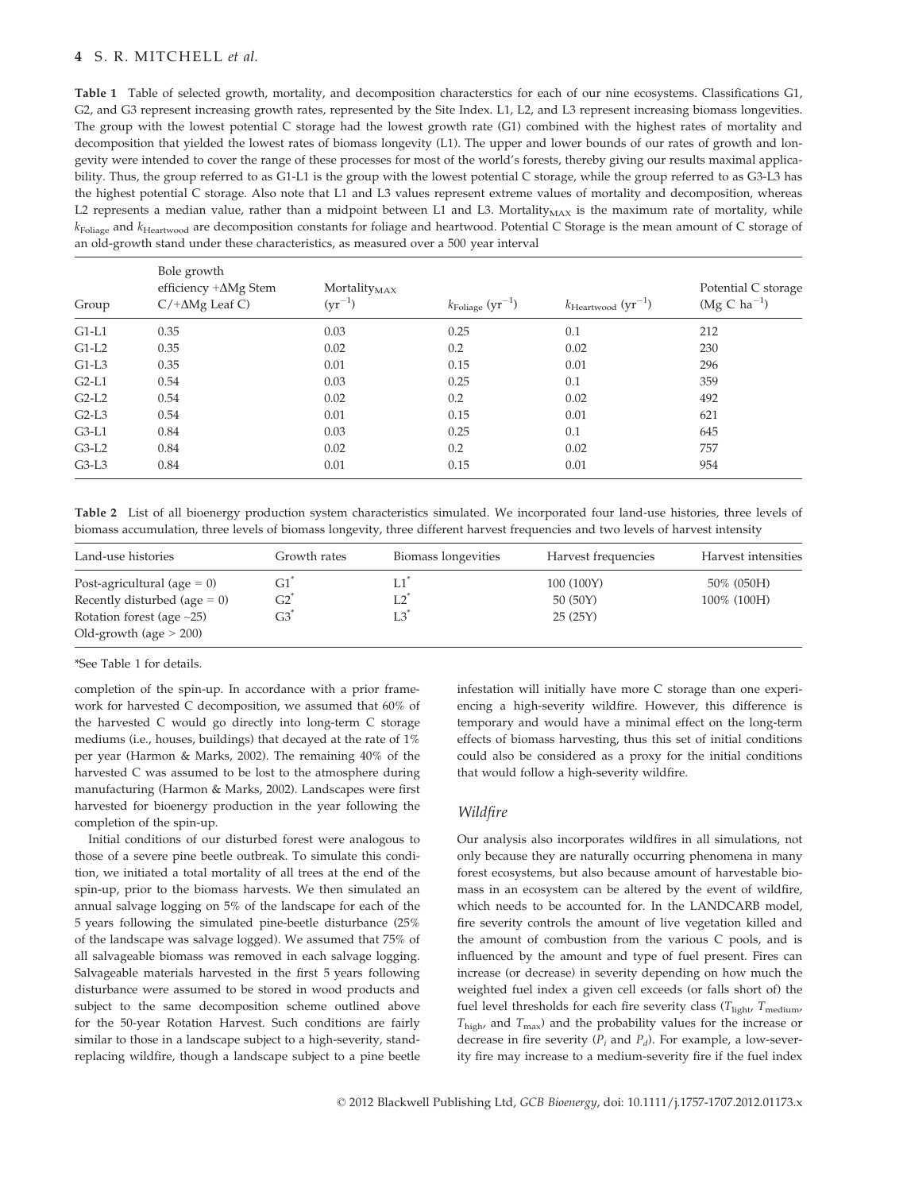**Table 1** Table of selected growth, mortality, and decomposition characterstics for each of our nine ecosystems. Classifications G1, G2, and G3 represent increasing growth rates, represented by the Site Index. L1, L2, and L3 represent increasing biomass longevities. The group with the lowest potential C storage had the lowest growth rate (G1) combined with the highest rates of mortality and decomposition that yielded the lowest rates of biomass longevity (L1). The upper and lower bounds of our rates of growth and longevity were intended to cover the range of these processes for most of the world's forests, thereby giving our results maximal applicability. Thus, the group referred to as G1-L1 is the group with the lowest potential C storage, while the group referred to as G3-L3 has the highest potential C storage. Also note that L1 and L3 values represent extreme values of mortality and decomposition, whereas L2 represents a median value, rather than a midpoint between L1 and L3. $\text{Mortality}_{\text{MAX}}$ is the maximum rate of mortality, while $k_{\text{Foliage}}$ and $k_{\text{Heartwood}}$ are decomposition constants for foliage and heartwood. Potential C Storage is the mean amount of C storage of an old-growth stand under these characteristics, as measured over a 500 year interval

| Group | Bole growth efficiency +ΔMg Stem C/+ΔMg Leaf C) | $\text{Mortality}_{\text{MAX}}$ ($\text{yr}^{-1}$) | $k_{\text{Foliage}}$ ($\text{yr}^{-1}$) | $k_{\text{Heartwood}}$ ($\text{yr}^{-1}$) | Potential C storage (Mg C $\text{ha}^{-1}$) |
|---|---|---|---|---|---|
| G1-L1 | 0.35 | 0.03 | 0.25 | 0.1 | 212 |
| G1-L2 | 0.35 | 0.02 | 0.2 | 0.02 | 230 |
| G1-L3 | 0.35 | 0.01 | 0.15 | 0.01 | 296 |
| G2-L1 | 0.54 | 0.03 | 0.25 | 0.1 | 359 |
| G2-L2 | 0.54 | 0.02 | 0.2 | 0.02 | 492 |
| G2-L3 | 0.54 | 0.01 | 0.15 | 0.01 | 621 |
| G3-L1 | 0.84 | 0.03 | 0.25 | 0.1 | 645 |
| G3-L2 | 0.84 | 0.02 | 0.2 | 0.02 | 757 |
| G3-L3 | 0.84 | 0.01 | 0.15 | 0.01 | 954 |

**Table 2** List of all bioenergy production system characteristics simulated. We incorporated four land-use histories, three levels of biomass accumulation, three levels of biomass longevity, three different harvest frequencies and two levels of harvest intensity

| Land-use histories | Growth rates | Biomass longevities | Harvest frequencies | Harvest intensities |
|---|---|---|---|---|
| Post-agricultural (age = 0) | G1* | L1* | 100 (100Y) | 50% (050H) |
| Recently disturbed (age = 0) | G2* | L2* | 50 (50Y) | 100% (100H) |
| Rotation forest (age ~25) | G3* | L3* | 25 (25Y) | |
| Old-growth (age > 200) | | | | |

*See Table 1 for details.

completion of the spin-up. In accordance with a prior framework for harvested C decomposition, we assumed that 60% of the harvested C would go directly into long-term C storage mediums (i.e., houses, buildings) that decayed at the rate of 1% per year (Harmon & Marks, 2002). The remaining 40% of the harvested C was assumed to be lost to the atmosphere during manufacturing (Harmon & Marks, 2002). Landscapes were first harvested for bioenergy production in the year following the completion of the spin-up.

Initial conditions of our disturbed forest were analogous to those of a severe pine beetle outbreak. To simulate this condition, we initiated a total mortality of all trees at the end of the spin-up, prior to the biomass harvests. We then simulated an annual salvage logging on 5% of the landscape for each of the 5 years following the simulated pine-beetle disturbance (25% of the landscape was salvage logged). We assumed that 75% of all salvageable biomass was removed in each salvage logging. Salvageable materials harvested in the first 5 years following disturbance were assumed to be stored in wood products and subject to the same decomposition scheme outlined above for the 50-year Rotation Harvest. Such conditions are fairly similar to those in a landscape subject to a high-severity, stand-replacing wildfire, though a landscape subject to a pine beetle infestation will initially have more C storage than one experiencing a high-severity wildfire. However, this difference is temporary and would have a minimal effect on the long-term effects of biomass harvesting, thus this set of initial conditions could also be considered as a proxy for the initial conditions that would follow a high-severity wildfire.

### *Wildfire*

Our analysis also incorporates wildfires in all simulations, not only because they are naturally occurring phenomena in many forest ecosystems, but also because amount of harvestable biomass in an ecosystem can be altered by the event of wildfire, which needs to be accounted for. In the LANDCARB model, fire severity controls the amount of live vegetation killed and the amount of combustion from the various C pools, and is influenced by the amount and type of fuel present. Fires can increase (or decrease) in severity depending on how much the weighted fuel index a given cell exceeds (or falls short of) the fuel level thresholds for each fire severity class ($T_{\text{light}}$, $T_{\text{medium}}$, $T_{\text{high}}$, and $T_{\text{max}}$) and the probability values for the increase or decrease in fire severity ($P_i$ and $P_d$). For example, a low-severity fire may increase to a medium-severity fire if the fuel index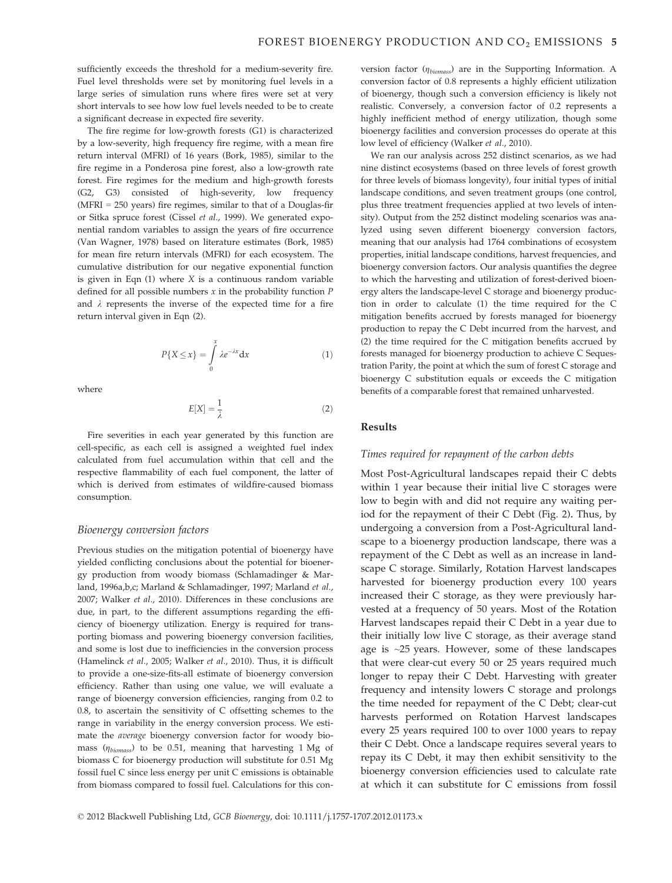sufficiently exceeds the threshold for a medium-severity fire. Fuel level thresholds were set by monitoring fuel levels in a large series of simulation runs where fires were set at very short intervals to see how low fuel levels needed to be to create a significant decrease in expected fire severity.

The fire regime for low-growth forests (G1) is characterized by a low-severity, high frequency fire regime, with a mean fire return interval (MFRI) of 16 years (Bork, 1985), similar to the fire regime in a Ponderosa pine forest, also a low-growth rate forest. Fire regimes for the medium and high-growth forests (G2, G3) consisted of high-severity, low frequency (MFRI = 250 years) fire regimes, similar to that of a Douglas-fir or Sitka spruce forest (Cissel *et al*., 1999). We generated exponential random variables to assign the years of fire occurrence (Van Wagner, 1978) based on literature estimates (Bork, 1985) for mean fire return intervals (MFRI) for each ecosystem. The cumulative distribution for our negative exponential function is given in Eqn (1) where $X$ is a continuous random variable defined for all possible numbers $x$ in the probability function $P$ and $\lambda$ represents the inverse of the expected time for a fire return interval given in Eqn (2).

$$P\{X \leq x\} = \int_{0}^{x} \lambda e^{-\lambda x} \mathrm{d}x \tag{1}$$

where

$$E[X] = \frac{1}{\lambda} \tag{2}$$

Fire severities in each year generated by this function are cell-specific, as each cell is assigned a weighted fuel index calculated from fuel accumulation within that cell and the respective flammability of each fuel component, the latter of which is derived from estimates of wildfire-caused biomass consumption.

### Bioenergy conversion factors

Previous studies on the mitigation potential of bioenergy have yielded conflicting conclusions about the potential for bioenergy production from woody biomass (Schlamadinger & Marland, 1996a,b,c; Marland & Schlamadinger, 1997; Marland *et al*., 2007; Walker *et al*., 2010). Differences in these conclusions are due, in part, to the different assumptions regarding the efficiency of bioenergy utilization. Energy is required for transporting biomass and powering bioenergy conversion facilities, and some is lost due to inefficiencies in the conversion process (Hamelinck *et al*., 2005; Walker *et al*., 2010). Thus, it is difficult to provide a one-size-fits-all estimate of bioenergy conversion efficiency. Rather than using one value, we will evaluate a range of bioenergy conversion efficiencies, ranging from 0.2 to 0.8, to ascertain the sensitivity of C offsetting schemes to the range in variability in the energy conversion process. We estimate the *average* bioenergy conversion factor for woody biomass ($\eta_{biomass}$) to be 0.51, meaning that harvesting 1 Mg of biomass C for bioenergy production will substitute for 0.51 Mg fossil fuel C since less energy per unit C emissions is obtainable from biomass compared to fossil fuel. Calculations for this conversion factor ($\eta_{biomass}$) are in the Supporting Information. A conversion factor of 0.8 represents a highly efficient utilization of bioenergy, though such a conversion efficiency is likely not realistic. Conversely, a conversion factor of 0.2 represents a highly inefficient method of energy utilization, though some bioenergy facilities and conversion processes do operate at this low level of efficiency (Walker *et al*., 2010).

We ran our analysis across 252 distinct scenarios, as we had nine distinct ecosystems (based on three levels of forest growth for three levels of biomass longevity), four initial types of initial landscape conditions, and seven treatment groups (one control, plus three treatment frequencies applied at two levels of intensity). Output from the 252 distinct modeling scenarios was analyzed using seven different bioenergy conversion factors, meaning that our analysis had 1764 combinations of ecosystem properties, initial landscape conditions, harvest frequencies, and bioenergy conversion factors. Our analysis quantifies the degree to which the harvesting and utilization of forest-derived bioenergy alters the landscape-level C storage and bioenergy production in order to calculate (1) the time required for the C mitigation benefits accrued by forests managed for bioenergy production to repay the C Debt incurred from the harvest, and (2) the time required for the C mitigation benefits accrued by forests managed for bioenergy production to achieve C Sequestration Parity, the point at which the sum of forest C storage and bioenergy C substitution equals or exceeds the C mitigation benefits of a comparable forest that remained unharvested.

## Results

### Times required for repayment of the carbon debts

Most Post-Agricultural landscapes repaid their C debts within 1 year because their initial live C storages were low to begin with and did not require any waiting period for the repayment of their C Debt (Fig. 2). Thus, by undergoing a conversion from a Post-Agricultural landscape to a bioenergy production landscape, there was a repayment of the C Debt as well as an increase in landscape C storage. Similarly, Rotation Harvest landscapes harvested for bioenergy production every 100 years increased their C storage, as they were previously harvested at a frequency of 50 years. Most of the Rotation Harvest landscapes repaid their C Debt in a year due to their initially low live C storage, as their average stand age is ~25 years. However, some of these landscapes that were clear-cut every 50 or 25 years required much longer to repay their C Debt. Harvesting with greater frequency and intensity lowers C storage and prolongs the time needed for repayment of the C Debt; clear-cut harvests performed on Rotation Harvest landscapes every 25 years required 100 to over 1000 years to repay their C Debt. Once a landscape requires several years to repay its C Debt, it may then exhibit sensitivity to the bioenergy conversion efficiencies used to calculate rate at which it can substitute for C emissions from fossil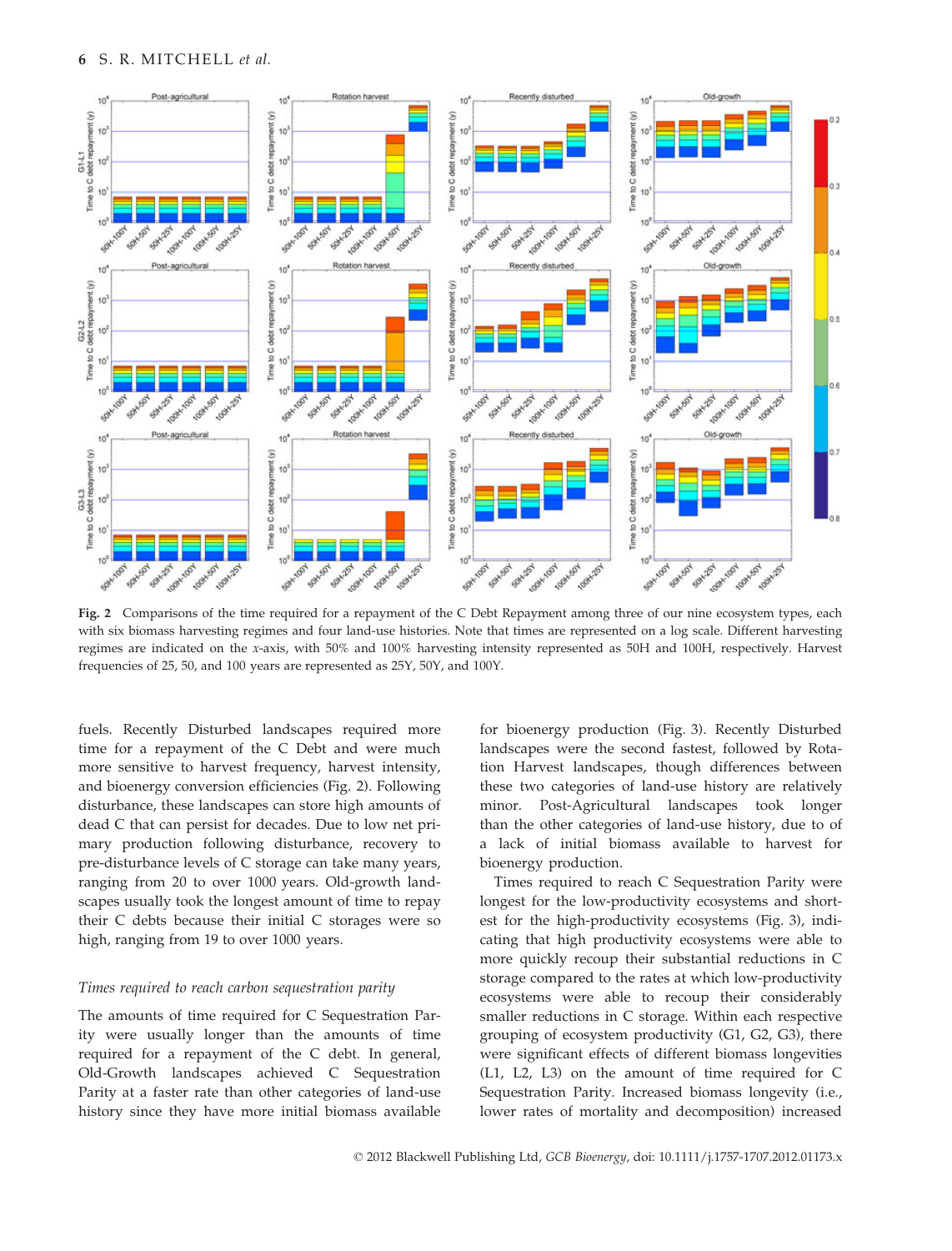**Fig. 2** Comparisons of the time required for a repayment of the C Debt Repayment among three of our nine ecosystem types, each with six biomass harvesting regimes and four land-use histories. Note that times are represented on a log scale. Different harvesting regimes are indicated on the *x*-axis, with 50% and 100% harvesting intensity represented as 50H and 100H, respectively. Harvest frequencies of 25, 50, and 100 years are represented as 25Y, 50Y, and 100Y.

fuels. Recently Disturbed landscapes required more time for a repayment of the C Debt and were much more sensitive to harvest frequency, harvest intensity, and bioenergy conversion efficiencies (Fig. 2). Following disturbance, these landscapes can store high amounts of dead C that can persist for decades. Due to low net primary production following disturbance, recovery to pre-disturbance levels of C storage can take many years, ranging from 20 to over 1000 years. Old-growth landscapes usually took the longest amount of time to repay their C debts because their initial C storages were so high, ranging from 19 to over 1000 years.

### *Times required to reach carbon sequestration parity*

The amounts of time required for C Sequestration Parity were usually longer than the amounts of time required for a repayment of the C debt. In general, Old-Growth landscapes achieved C Sequestration Parity at a faster rate than other categories of land-use history since they have more initial biomass available for bioenergy production (Fig. 3). Recently Disturbed landscapes were the second fastest, followed by Rotation Harvest landscapes, though differences between these two categories of land-use history are relatively minor. Post-Agricultural landscapes took longer than the other categories of land-use history, due to of a lack of initial biomass available to harvest for bioenergy production.

Times required to reach C Sequestration Parity were longest for the low-productivity ecosystems and shortest for the high-productivity ecosystems (Fig. 3), indicating that high productivity ecosystems were able to more quickly recoup their substantial reductions in C storage compared to the rates at which low-productivity ecosystems were able to recoup their considerably smaller reductions in C storage. Within each respective grouping of ecosystem productivity (G1, G2, G3), there were significant effects of different biomass longevities (L1, L2, L3) on the amount of time required for C Sequestration Parity. Increased biomass longevity (i.e., lower rates of mortality and decomposition) increased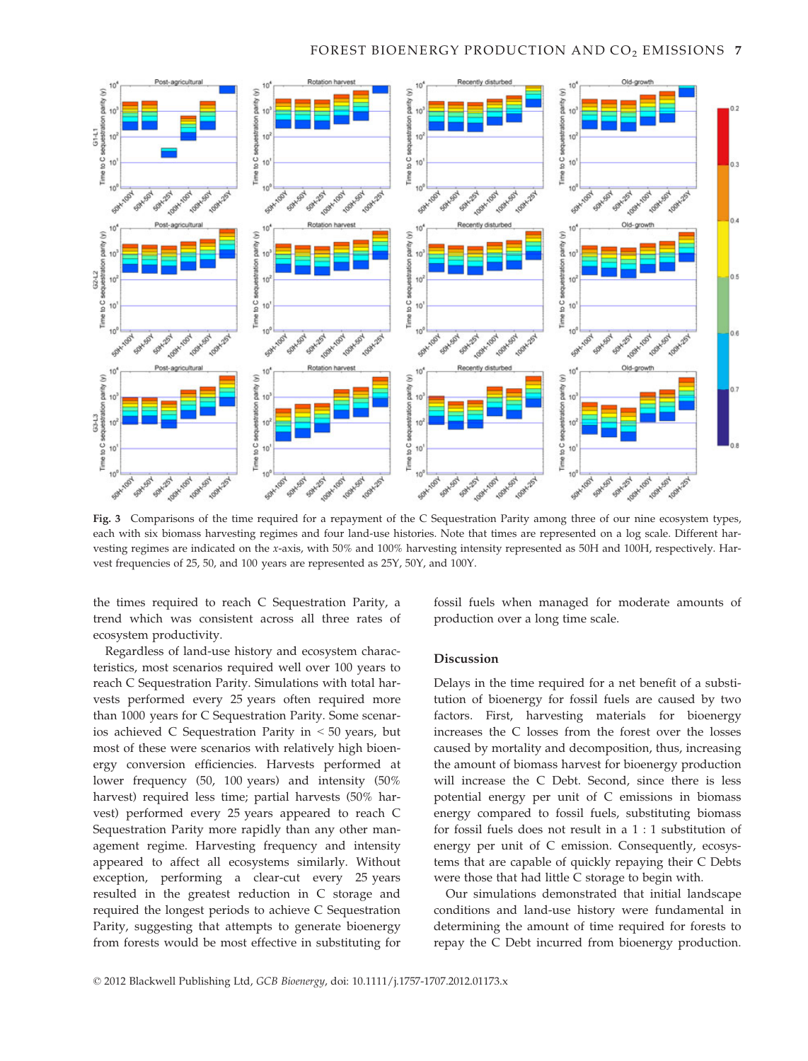Fig. 3 Comparisons of the time required for a repayment of the C Sequestration Parity among three of our nine ecosystem types, each with six biomass harvesting regimes and four land-use histories. Note that times are represented on a log scale. Different harvesting regimes are indicated on the *x*-axis, with 50% and 100% harvesting intensity represented as 50H and 100H, respectively. Harvest frequencies of 25, 50, and 100 years are represented as 25Y, 50Y, and 100Y.

the times required to reach C Sequestration Parity, a trend which was consistent across all three rates of ecosystem productivity.

Regardless of land-use history and ecosystem characteristics, most scenarios required well over 100 years to reach C Sequestration Parity. Simulations with total harvests performed every 25 years often required more than 1000 years for C Sequestration Parity. Some scenarios achieved C Sequestration Parity in < 50 years, but most of these were scenarios with relatively high bioenergy conversion efficiencies. Harvests performed at lower frequency (50, 100 years) and intensity (50% harvest) required less time; partial harvests (50% harvest) performed every 25 years appeared to reach C Sequestration Parity more rapidly than any other management regime. Harvesting frequency and intensity appeared to affect all ecosystems similarly. Without exception, performing a clear-cut every 25 years resulted in the greatest reduction in C storage and required the longest periods to achieve C Sequestration Parity, suggesting that attempts to generate bioenergy from forests would be most effective in substituting for fossil fuels when managed for moderate amounts of production over a long time scale.

## Discussion

Delays in the time required for a net benefit of a substitution of bioenergy for fossil fuels are caused by two factors. First, harvesting materials for bioenergy increases the C losses from the forest over the losses caused by mortality and decomposition, thus, increasing the amount of biomass harvest for bioenergy production will increase the C Debt. Second, since there is less potential energy per unit of C emissions in biomass energy compared to fossil fuels, substituting biomass for fossil fuels does not result in a 1 : 1 substitution of energy per unit of C emission. Consequently, ecosystems that are capable of quickly repaying their C Debts were those that had little C storage to begin with.

Our simulations demonstrated that initial landscape conditions and land-use history were fundamental in determining the amount of time required for forests to repay the C Debt incurred from bioenergy production.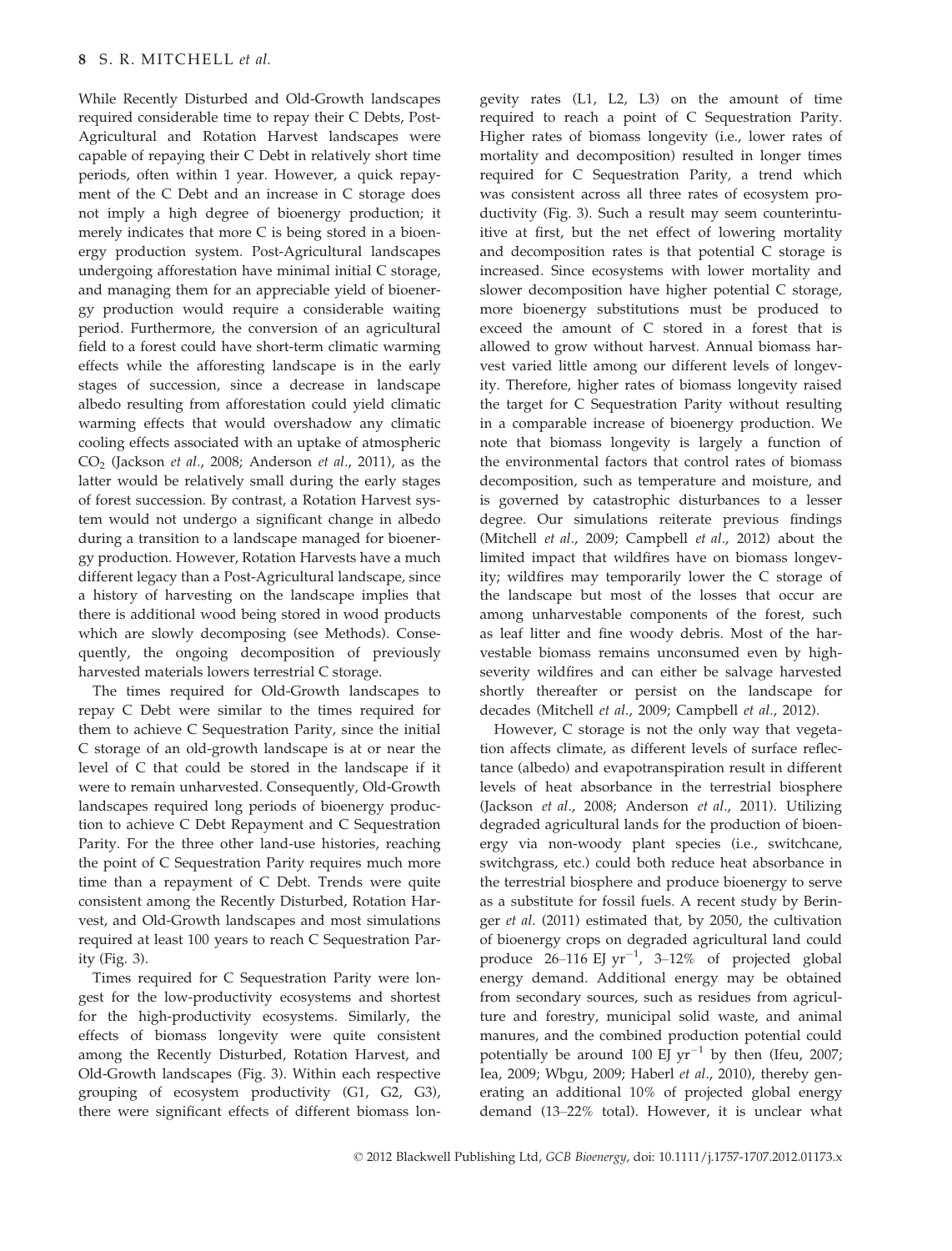While Recently Disturbed and Old-Growth landscapes required considerable time to repay their C Debts, Post-Agricultural and Rotation Harvest landscapes were capable of repaying their C Debt in relatively short time periods, often within 1 year. However, a quick repayment of the C Debt and an increase in C storage does not imply a high degree of bioenergy production; it merely indicates that more C is being stored in a bioenergy production system. Post-Agricultural landscapes undergoing afforestation have minimal initial C storage, and managing them for an appreciable yield of bioenergy production would require a considerable waiting period. Furthermore, the conversion of an agricultural field to a forest could have short-term climatic warming effects while the afforesting landscape is in the early stages of succession, since a decrease in landscape albedo resulting from afforestation could yield climatic warming effects that would overshadow any climatic cooling effects associated with an uptake of atmospheric $CO_2$ (Jackson *et al*., 2008; Anderson *et al*., 2011), as the latter would be relatively small during the early stages of forest succession. By contrast, a Rotation Harvest system would not undergo a significant change in albedo during a transition to a landscape managed for bioenergy production. However, Rotation Harvests have a much different legacy than a Post-Agricultural landscape, since a history of harvesting on the landscape implies that there is additional wood being stored in wood products which are slowly decomposing (see Methods). Consequently, the ongoing decomposition of previously harvested materials lowers terrestrial C storage.

The times required for Old-Growth landscapes to repay C Debt were similar to the times required for them to achieve C Sequestration Parity, since the initial C storage of an old-growth landscape is at or near the level of C that could be stored in the landscape if it were to remain unharvested. Consequently, Old-Growth landscapes required long periods of bioenergy production to achieve C Debt Repayment and C Sequestration Parity. For the three other land-use histories, reaching the point of C Sequestration Parity requires much more time than a repayment of C Debt. Trends were quite consistent among the Recently Disturbed, Rotation Harvest, and Old-Growth landscapes and most simulations required at least 100 years to reach C Sequestration Parity (Fig. 3).

Times required for C Sequestration Parity were longest for the low-productivity ecosystems and shortest for the high-productivity ecosystems. Similarly, the effects of biomass longevity were quite consistent among the Recently Disturbed, Rotation Harvest, and Old-Growth landscapes (Fig. 3). Within each respective grouping of ecosystem productivity (G1, G2, G3), there were significant effects of different biomass longevity rates (L1, L2, L3) on the amount of time required to reach a point of C Sequestration Parity. Higher rates of biomass longevity (i.e., lower rates of mortality and decomposition) resulted in longer times required for C Sequestration Parity, a trend which was consistent across all three rates of ecosystem productivity (Fig. 3). Such a result may seem counterintuitive at first, but the net effect of lowering mortality and decomposition rates is that potential C storage is increased. Since ecosystems with lower mortality and slower decomposition have higher potential C storage, more bioenergy substitutions must be produced to exceed the amount of C stored in a forest that is allowed to grow without harvest. Annual biomass harvest varied little among our different levels of longevity. Therefore, higher rates of biomass longevity raised the target for C Sequestration Parity without resulting in a comparable increase of bioenergy production. We note that biomass longevity is largely a function of the environmental factors that control rates of biomass decomposition, such as temperature and moisture, and is governed by catastrophic disturbances to a lesser degree. Our simulations reiterate previous findings (Mitchell *et al*., 2009; Campbell *et al*., 2012) about the limited impact that wildfires have on biomass longevity; wildfires may temporarily lower the C storage of the landscape but most of the losses that occur are among unharvestable components of the forest, such as leaf litter and fine woody debris. Most of the harvestable biomass remains unconsumed even by high-severity wildfires and can either be salvage harvested shortly thereafter or persist on the landscape for decades (Mitchell *et al*., 2009; Campbell *et al*., 2012).

However, C storage is not the only way that vegetation affects climate, as different levels of surface reflectance (albedo) and evapotranspiration result in different levels of heat absorbance in the terrestrial biosphere (Jackson *et al*., 2008; Anderson *et al*., 2011). Utilizing degraded agricultural lands for the production of bioenergy via non-woody plant species (i.e., switchcane, switchgrass, etc.) could both reduce heat absorbance in the terrestrial biosphere and produce bioenergy to serve as a substitute for fossil fuels. A recent study by Beringer *et al*. (2011) estimated that, by 2050, the cultivation of bioenergy crops on degraded agricultural land could produce 26–116 EJ $yr^{-1}$, 3–12% of projected global energy demand. Additional energy may be obtained from secondary sources, such as residues from agriculture and forestry, municipal solid waste, and animal manures, and the combined production potential could potentially be around 100 EJ $yr^{-1}$ by then (Ifeu, 2007; Iea, 2009; Wbgu, 2009; Haberl *et al*., 2010), thereby generating an additional 10% of projected global energy demand (13–22% total). However, it is unclear what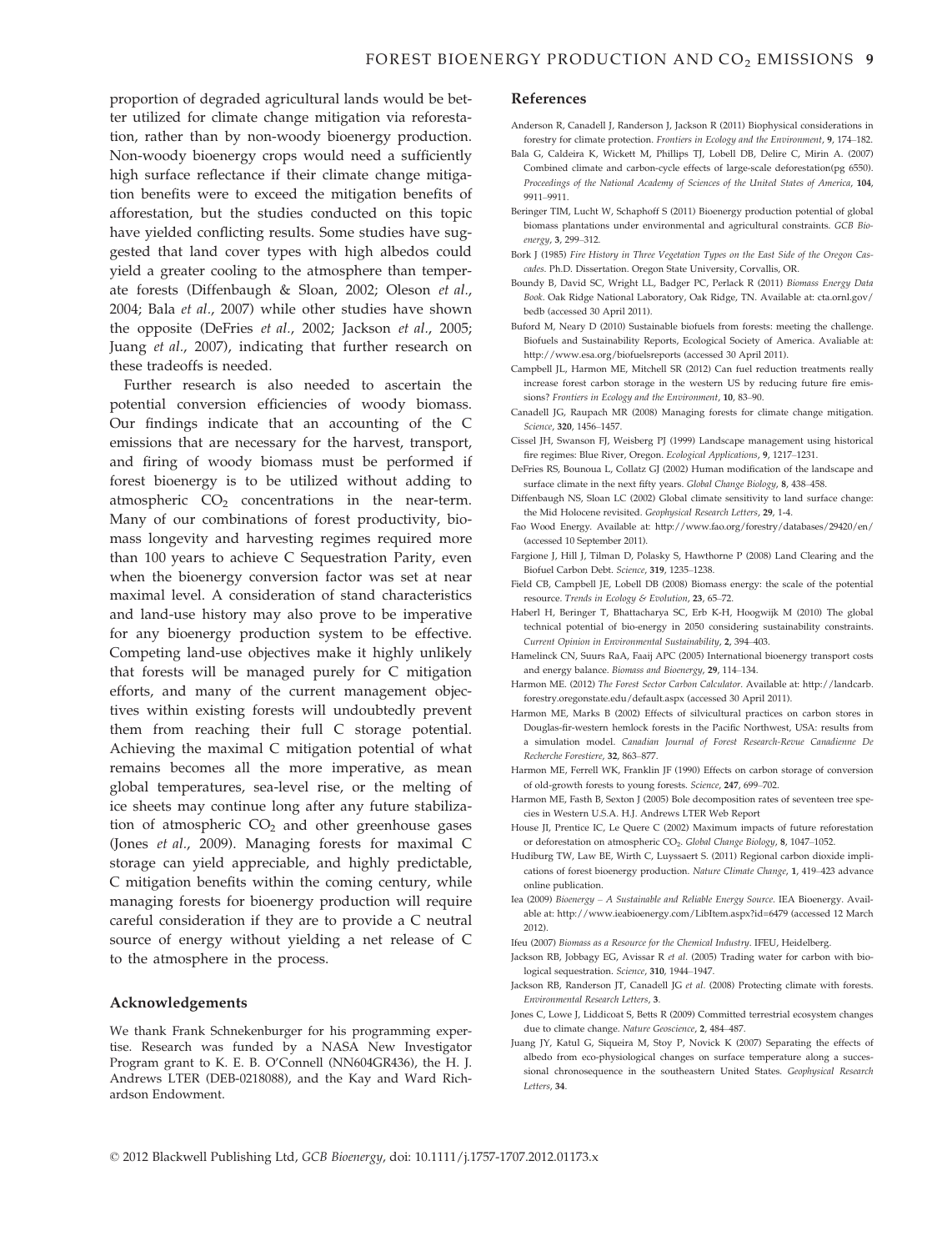proportion of degraded agricultural lands would be better utilized for climate change mitigation via reforestation, rather than by non-woody bioenergy production. Non-woody bioenergy crops would need a sufficiently high surface reflectance if their climate change mitigation benefits were to exceed the mitigation benefits of afforestation, but the studies conducted on this topic have yielded conflicting results. Some studies have suggested that land cover types with high albedos could yield a greater cooling to the atmosphere than temperate forests (Diffenbaugh & Sloan, 2002; Oleson *et al.*, 2004; Bala *et al.*, 2007) while other studies have shown the opposite (DeFries *et al.*, 2002; Jackson *et al.*, 2005; Juang *et al.*, 2007), indicating that further research on these tradeoffs is needed.

Further research is also needed to ascertain the potential conversion efficiencies of woody biomass. Our findings indicate that an accounting of the C emissions that are necessary for the harvest, transport, and firing of woody biomass must be performed if forest bioenergy is to be utilized without adding to atmospheric $CO_2$ concentrations in the near-term. Many of our combinations of forest productivity, biomass longevity and harvesting regimes required more than 100 years to achieve C Sequestration Parity, even when the bioenergy conversion factor was set at near maximal level. A consideration of stand characteristics and land-use history may also prove to be imperative for any bioenergy production system to be effective. Competing land-use objectives make it highly unlikely that forests will be managed purely for C mitigation efforts, and many of the current management objectives within existing forests will undoubtedly prevent them from reaching their full C storage potential. Achieving the maximal C mitigation potential of what remains becomes all the more imperative, as mean global temperatures, sea-level rise, or the melting of ice sheets may continue long after any future stabilization of atmospheric $CO_2$ and other greenhouse gases (Jones *et al.*, 2009). Managing forests for maximal C storage can yield appreciable, and highly predictable, C mitigation benefits within the coming century, while managing forests for bioenergy production will require careful consideration if they are to provide a C neutral source of energy without yielding a net release of C to the atmosphere in the process.

## Acknowledgements

We thank Frank Schnekenburger for his programming expertise. Research was funded by a NASA New Investigator Program grant to K. E. B. O'Connell (NN604GR436), the H. J. Andrews LTER (DEB-0218088), and the Kay and Ward Richardson Endowment.

## References

Anderson R, Canadell J, Randerson J, Jackson R (2011) Biophysical considerations in forestry for climate protection. *Frontiers in Ecology and the Environment*, **9**, 174–182.

Bala G, Caldeira K, Wickett M, Phillips TJ, Lobell DB, Delire C, Mirin A. (2007) Combined climate and carbon-cycle effects of large-scale deforestation(pg 6550). *Proceedings of the National Academy of Sciences of the United States of America*, **104**, 9911–9911.

Beringer TIM, Lucht W, Schaphoff S (2011) Bioenergy production potential of global biomass plantations under environmental and agricultural constraints. *GCB Bioenergy*, **3**, 299–312.

Bork J (1985) *Fire History in Three Vegetation Types on the East Side of the Oregon Cascades*. Ph.D. Dissertation. Oregon State University, Corvallis, OR.

Boundy B, David SC, Wright LL, Badger PC, Perlack R (2011) *Biomass Energy Data Book*. Oak Ridge National Laboratory, Oak Ridge, TN. Available at: cta.ornl.gov/bedb (accessed 30 April 2011).

Buford M, Neary D (2010) Sustainable biofuels from forests: meeting the challenge. Biofuels and Sustainability Reports, Ecological Society of America. Avaliable at: http://www.esa.org/biofuelsreports (accessed 30 April 2011).

Campbell JL, Harmon ME, Mitchell SR (2012) Can fuel reduction treatments really increase forest carbon storage in the western US by reducing future fire emissions? *Frontiers in Ecology and the Environment*, **10**, 83–90.

Canadell JG, Raupach MR (2008) Managing forests for climate change mitigation. *Science*, **320**, 1456–1457.

Cissel JH, Swanson FJ, Weisberg PJ (1999) Landscape management using historical fire regimes: Blue River, Oregon. *Ecological Applications*, **9**, 1217–1231.

DeFries RS, Bounoua L, Collatz GJ (2002) Human modification of the landscape and surface climate in the next fifty years. *Global Change Biology*, **8**, 438–458.

Diffenbaugh NS, Sloan LC (2002) Global climate sensitivity to land surface change: the Mid Holocene revisited. *Geophysical Research Letters*, **29**, 1-4.

Fao Wood Energy. Available at: http://www.fao.org/forestry/databases/29420/en/ (accessed 10 September 2011).

Fargione J, Hill J, Tilman D, Polasky S, Hawthorne P (2008) Land Clearing and the Biofuel Carbon Debt. *Science*, **319**, 1235–1238.

Field CB, Campbell JE, Lobell DB (2008) Biomass energy: the scale of the potential resource. *Trends in Ecology & Evolution*, **23**, 65–72.

Haberl H, Beringer T, Bhattacharya SC, Erb K-H, Hoogwijk M (2010) The global technical potential of bio-energy in 2050 considering sustainability constraints. *Current Opinion in Environmental Sustainability*, **2**, 394–403.

Hamelinck CN, Suurs RaA, Faaij APC (2005) International bioenergy transport costs and energy balance. *Biomass and Bioenergy*, **29**, 114–134.

Harmon ME. (2012) *The Forest Sector Carbon Calculator*. Available at: http://landcarb.forestry.oregonstate.edu/default.aspx (accessed 30 April 2011).

Harmon ME, Marks B (2002) Effects of silvicultural practices on carbon stores in Douglas-fir-western hemlock forests in the Pacific Northwest, USA: results from a simulation model. *Canadian Journal of Forest Research-Revue Canadienne De Recherche Forestiere*, **32**, 863–877.

Harmon ME, Ferrell WK, Franklin JF (1990) Effects on carbon storage of conversion of old-growth forests to young forests. *Science*, **247**, 699–702.

Harmon ME, Fasth B, Sexton J (2005) Bole decomposition rates of seventeen tree species in Western U.S.A. H.J. Andrews LTER Web Report

House JI, Prentice IC, Le Quere C (2002) Maximum impacts of future reforestation or deforestation on atmospheric $CO_2$. *Global Change Biology*, **8**, 1047–1052.

Hudiburg TW, Law BE, Wirth C, Luyssaert S. (2011) Regional carbon dioxide implications of forest bioenergy production. *Nature Climate Change*, **1**, 419–423 advance online publication.

Iea (2009) *Bioenergy – A Sustainable and Reliable Energy Source*. IEA Bioenergy. Available at: http://www.ieabioenergy.com/LibItem.aspx?id=6479 (accessed 12 March 2012).

Ifeu (2007) *Biomass as a Resource for the Chemical Industry*. IFEU, Heidelberg.

Jackson RB, Jobbagy EG, Avissar R *et al.* (2005) Trading water for carbon with biological sequestration. *Science*, **310**, 1944–1947.

Jackson RB, Randerson JT, Canadell JG *et al.* (2008) Protecting climate with forests. *Environmental Research Letters*, **3**.

Jones C, Lowe J, Liddicoat S, Betts R (2009) Committed terrestrial ecosystem changes due to climate change. *Nature Geoscience*, **2**, 484–487.

Juang JY, Katul G, Siqueira M, Stoy P, Novick K (2007) Separating the effects of albedo from eco-physiological changes on surface temperature along a successional chronosequence in the southeastern United States. *Geophysical Research Letters*, **34**.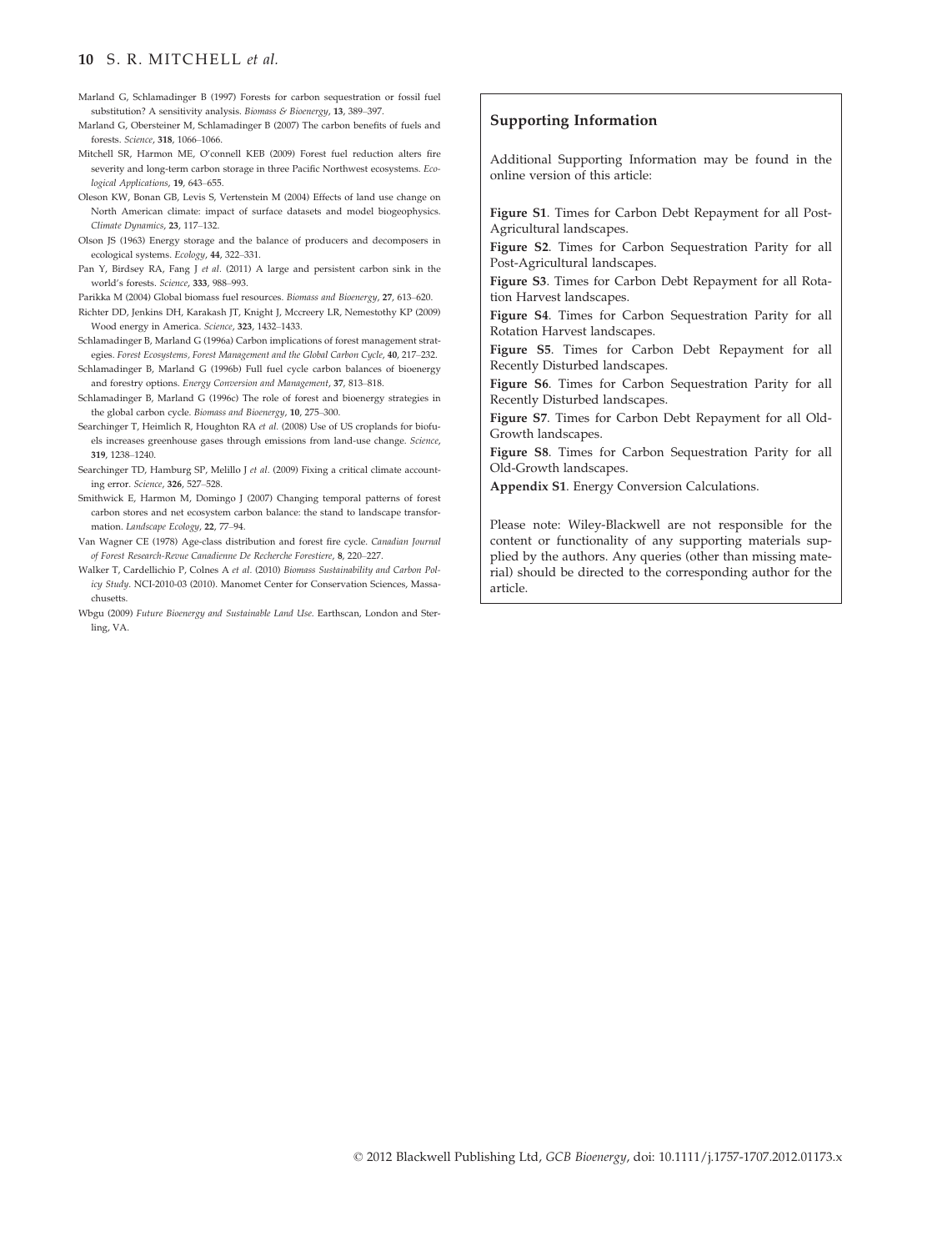Marland G, Schlamadinger B (1997) Forests for carbon sequestration or fossil fuel substitution? A sensitivity analysis. *Biomass & Bioenergy*, **13**, 389–397.

Marland G, Obersteiner M, Schlamadinger B (2007) The carbon benefits of fuels and forests. *Science*, **318**, 1066–1066.

Mitchell SR, Harmon ME, O'connell KEB (2009) Forest fuel reduction alters fire severity and long-term carbon storage in three Pacific Northwest ecosystems. *Ecological Applications*, **19**, 643–655.

Oleson KW, Bonan GB, Levis S, Vertenstein M (2004) Effects of land use change on North American climate: impact of surface datasets and model biogeophysics. *Climate Dynamics*, **23**, 117–132.

Olson JS (1963) Energy storage and the balance of producers and decomposers in ecological systems. *Ecology*, **44**, 322–331.

Pan Y, Birdsey RA, Fang J *et al.* (2011) A large and persistent carbon sink in the world's forests. *Science*, **333**, 988–993.

Parikka M (2004) Global biomass fuel resources. *Biomass and Bioenergy*, **27**, 613–620.

Richter DD, Jenkins DH, Karakash JT, Knight J, Mccreery LR, Nemestothy KP (2009) Wood energy in America. *Science*, **323**, 1432–1433.

Schlamadinger B, Marland G (1996a) Carbon implications of forest management strategies. *Forest Ecosystems, Forest Management and the Global Carbon Cycle*, **40**, 217–232.

Schlamadinger B, Marland G (1996b) Full fuel cycle carbon balances of bioenergy and forestry options. *Energy Conversion and Management*, **37**, 813–818.

Schlamadinger B, Marland G (1996c) The role of forest and bioenergy strategies in the global carbon cycle. *Biomass and Bioenergy*, **10**, 275–300.

Searchinger T, Heimlich R, Houghton RA *et al.* (2008) Use of US croplands for biofuels increases greenhouse gases through emissions from land-use change. *Science*, **319**, 1238–1240.

Searchinger TD, Hamburg SP, Melillo J *et al.* (2009) Fixing a critical climate accounting error. *Science*, **326**, 527–528.

Smithwick E, Harmon M, Domingo J (2007) Changing temporal patterns of forest carbon stores and net ecosystem carbon balance: the stand to landscape transformation. *Landscape Ecology*, **22**, 77–94.

Van Wagner CE (1978) Age-class distribution and forest fire cycle. *Canadian Journal of Forest Research-Revue Canadienne De Recherche Forestiere*, **8**, 220–227.

Walker T, Cardellichio P, Colnes A *et al.* (2010) *Biomass Sustainability and Carbon Policy Study*. NCI-2010-03 (2010). Manomet Center for Conservation Sciences, Massachusetts.

Wbgu (2009) *Future Bioenergy and Sustainable Land Use*. Earthscan, London and Sterling, VA.

## Supporting Information

Additional Supporting Information may be found in the online version of this article:

**Figure S1**. Times for Carbon Debt Repayment for all Post-Agricultural landscapes.

**Figure S2**. Times for Carbon Sequestration Parity for all Post-Agricultural landscapes.

**Figure S3**. Times for Carbon Debt Repayment for all Rotation Harvest landscapes.

**Figure S4**. Times for Carbon Sequestration Parity for all Rotation Harvest landscapes.

**Figure S5**. Times for Carbon Debt Repayment for all Recently Disturbed landscapes.

**Figure S6**. Times for Carbon Sequestration Parity for all Recently Disturbed landscapes.

**Figure S7**. Times for Carbon Debt Repayment for all Old-Growth landscapes.

**Figure S8**. Times for Carbon Sequestration Parity for all Old-Growth landscapes.

**Appendix S1**. Energy Conversion Calculations.

Please note: Wiley-Blackwell are not responsible for the content or functionality of any supporting materials supplied by the authors. Any queries (other than missing material) should be directed to the corresponding author for the article.